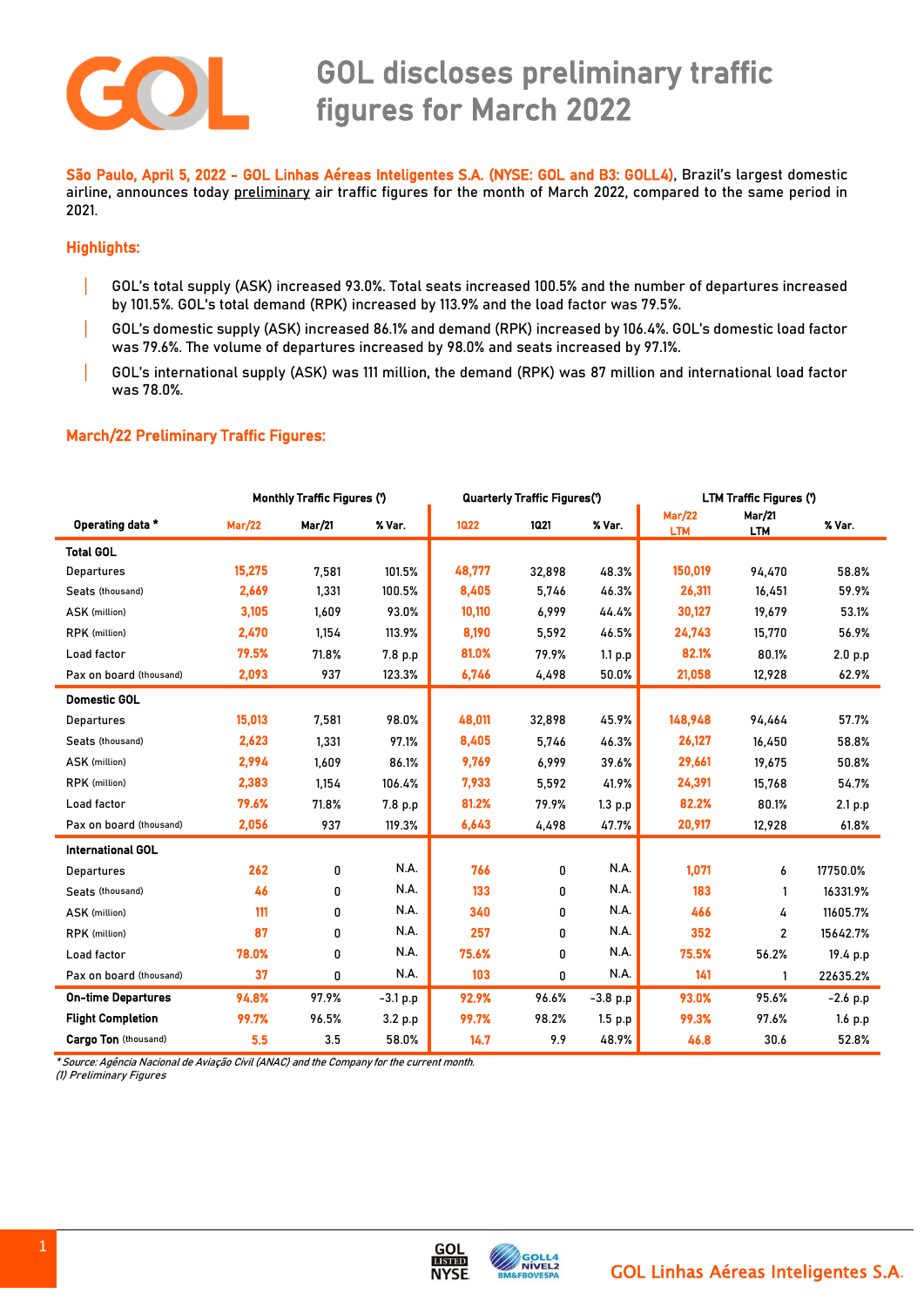# GOL discloses preliminary traffic figures for March 2022

**São Paulo, April 5, 2022 - GOL Linhas Aéreas Inteligentes S.A. (NYSE: GOL and B3: GOLL4)**, Brazil's largest domestic airline, announces today preliminary air traffic figures for the month of March 2022, compared to the same period in 2021.

## Highlights:

- GOL's total supply (ASK) increased 93.0%. Total seats increased 100.5% and the number of departures increased by 101.5%. GOL's total demand (RPK) increased by 113.9% and the load factor was 79.5%.
- GOL's domestic supply (ASK) increased 86.1% and demand (RPK) increased by 106.4%. GOL's domestic load factor was 79.6%. The volume of departures increased by 98.0% and seats increased by 97.1%.
- GOL's international supply (ASK) was 111 million, the demand (RPK) was 87 million and international load factor was 78.0%.

## March/22 Preliminary Traffic Figures:

| | Monthly Traffic Figures (¹) | | | Quarterly Traffic Figures(¹) | | | LTM Traffic Figures (¹) | | |
|---|---|---|---|---|---|---|---|---|---|
| **Operating data *** | **Mar/22** | **Mar/21** | **% Var.** | **1Q22** | **1Q21** | **% Var.** | **Mar/22 LTM** | **Mar/21 LTM** | **% Var.** |
| **Total GOL** | | | | | | | | | |
| Departures | 15,275 | 7,581 | 101.5% | 48,777 | 32,898 | 48.3% | 150,019 | 94,470 | 58.8% |
| Seats (thousand) | 2,669 | 1,331 | 100.5% | 8,405 | 5,746 | 46.3% | 26,311 | 16,451 | 59.9% |
| ASK (million) | 3,105 | 1,609 | 93.0% | 10,110 | 6,999 | 44.4% | 30,127 | 19,679 | 53.1% |
| RPK (million) | 2,470 | 1,154 | 113.9% | 8,190 | 5,592 | 46.5% | 24,743 | 15,770 | 56.9% |
| Load factor | 79.5% | 71.8% | 7.8 p.p | 81.0% | 79.9% | 1.1 p.p | 82.1% | 80.1% | 2.0 p.p |
| Pax on board (thousand) | 2,093 | 937 | 123.3% | 6,746 | 4,498 | 50.0% | 21,058 | 12,928 | 62.9% |
| **Domestic GOL** | | | | | | | | | |
| Departures | 15,013 | 7,581 | 98.0% | 48,011 | 32,898 | 45.9% | 148,948 | 94,464 | 57.7% |
| Seats (thousand) | 2,623 | 1,331 | 97.1% | 8,405 | 5,746 | 46.3% | 26,127 | 16,450 | 58.8% |
| ASK (million) | 2,994 | 1,609 | 86.1% | 9,769 | 6,999 | 39.6% | 29,661 | 19,675 | 50.8% |
| RPK (million) | 2,383 | 1,154 | 106.4% | 7,933 | 5,592 | 41.9% | 24,391 | 15,768 | 54.7% |
| Load factor | 79.6% | 71.8% | 7.8 p.p | 81.2% | 79.9% | 1.3 p.p | 82.2% | 80.1% | 2.1 p.p |
| Pax on board (thousand) | 2,056 | 937 | 119.3% | 6,643 | 4,498 | 47.7% | 20,917 | 12,928 | 61.8% |
| **International GOL** | | | | | | | | | |
| Departures | 262 | 0 | N.A. | 766 | 0 | N.A. | 1,071 | 6 | 17750.0% |
| Seats (thousand) | 46 | 0 | N.A. | 133 | 0 | N.A. | 183 | 1 | 16331.9% |
| ASK (million) | 111 | 0 | N.A. | 340 | 0 | N.A. | 466 | 4 | 11605.7% |
| RPK (million) | 87 | 0 | N.A. | 257 | 0 | N.A. | 352 | 2 | 15642.7% |
| Load factor | 78.0% | 0 | N.A. | 75.6% | 0 | N.A. | 75.5% | 56.2% | 19.4 p.p |
| Pax on board (thousand) | 37 | 0 | N.A. | 103 | 0 | N.A. | 141 | 1 | 22635.2% |
| **On-time Departures** | 94.8% | 97.9% | -3.1 p.p | 92.9% | 96.6% | -3.8 p.p | 93.0% | 95.6% | -2.6 p.p |
| **Flight Completion** | 99.7% | 96.5% | 3.2 p.p | 99.7% | 98.2% | 1.5 p.p | 99.3% | 97.6% | 1.6 p.p |
| **Cargo Ton** (thousand) | 5.5 | 3.5 | 58.0% | 14.7 | 9.9 | 48.9% | 46.8 | 30.6 | 52.8% |

*\* Source: Agência Nacional de Aviação Civil (ANAC) and the Company for the current month.*
*(1) Preliminary Figures*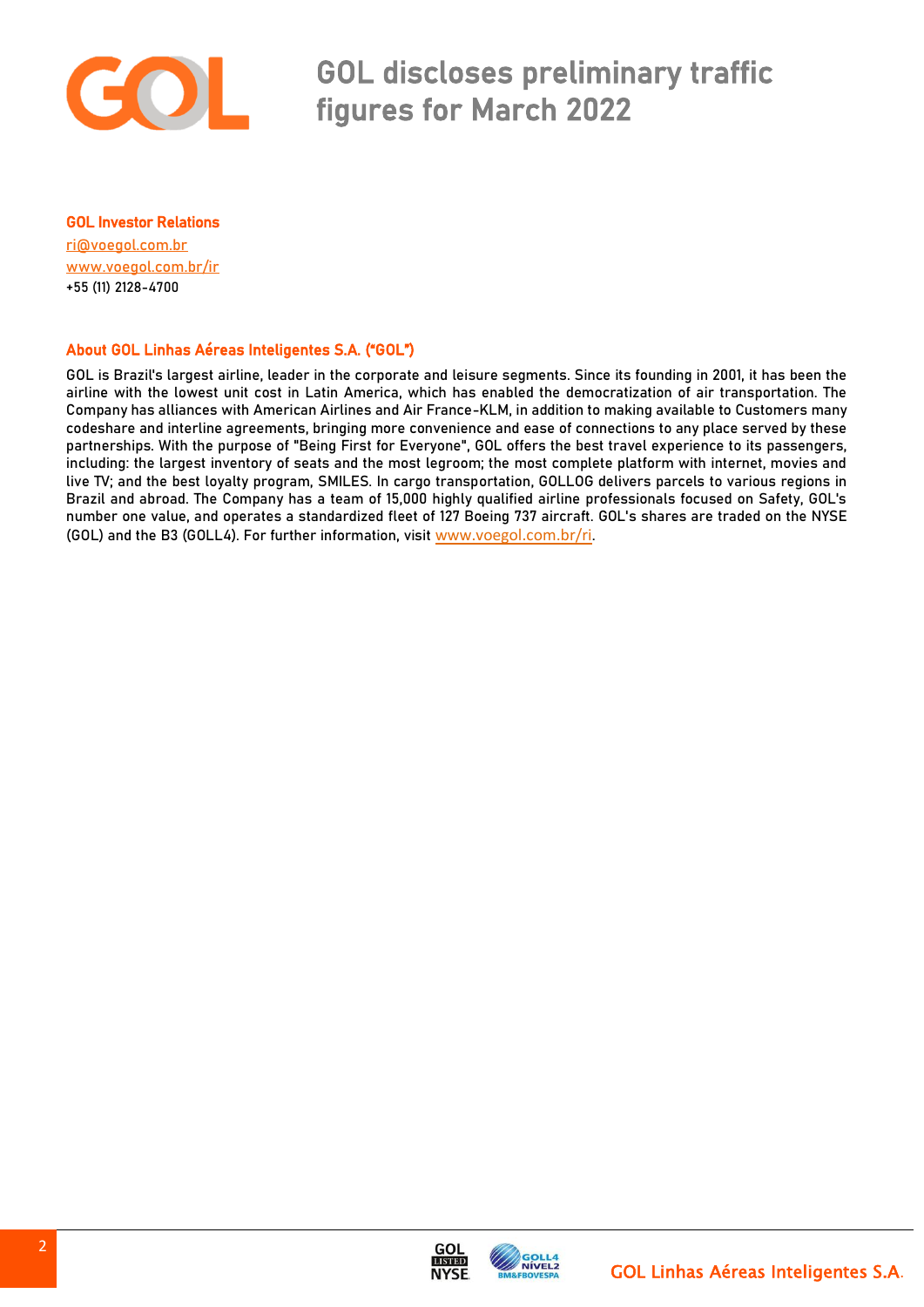## GOL Investor Relations

ri@voegol.com.br
www.voegol.com.br/ir
+55 (11) 2128-4700

## About GOL Linhas Aéreas Inteligentes S.A. ("GOL")

GOL is Brazil's largest airline, leader in the corporate and leisure segments. Since its founding in 2001, it has been the airline with the lowest unit cost in Latin America, which has enabled the democratization of air transportation. The Company has alliances with American Airlines and Air France-KLM, in addition to making available to Customers many codeshare and interline agreements, bringing more convenience and ease of connections to any place served by these partnerships. With the purpose of "Being First for Everyone", GOL offers the best travel experience to its passengers, including: the largest inventory of seats and the most legroom; the most complete platform with internet, movies and live TV; and the best loyalty program, SMILES. In cargo transportation, GOLLOG delivers parcels to various regions in Brazil and abroad. The Company has a team of 15,000 highly qualified airline professionals focused on Safety, GOL's number one value, and operates a standardized fleet of 127 Boeing 737 aircraft. GOL's shares are traded on the NYSE (GOL) and the B3 (GOLL4). For further information, visit www.voegol.com.br/ri.